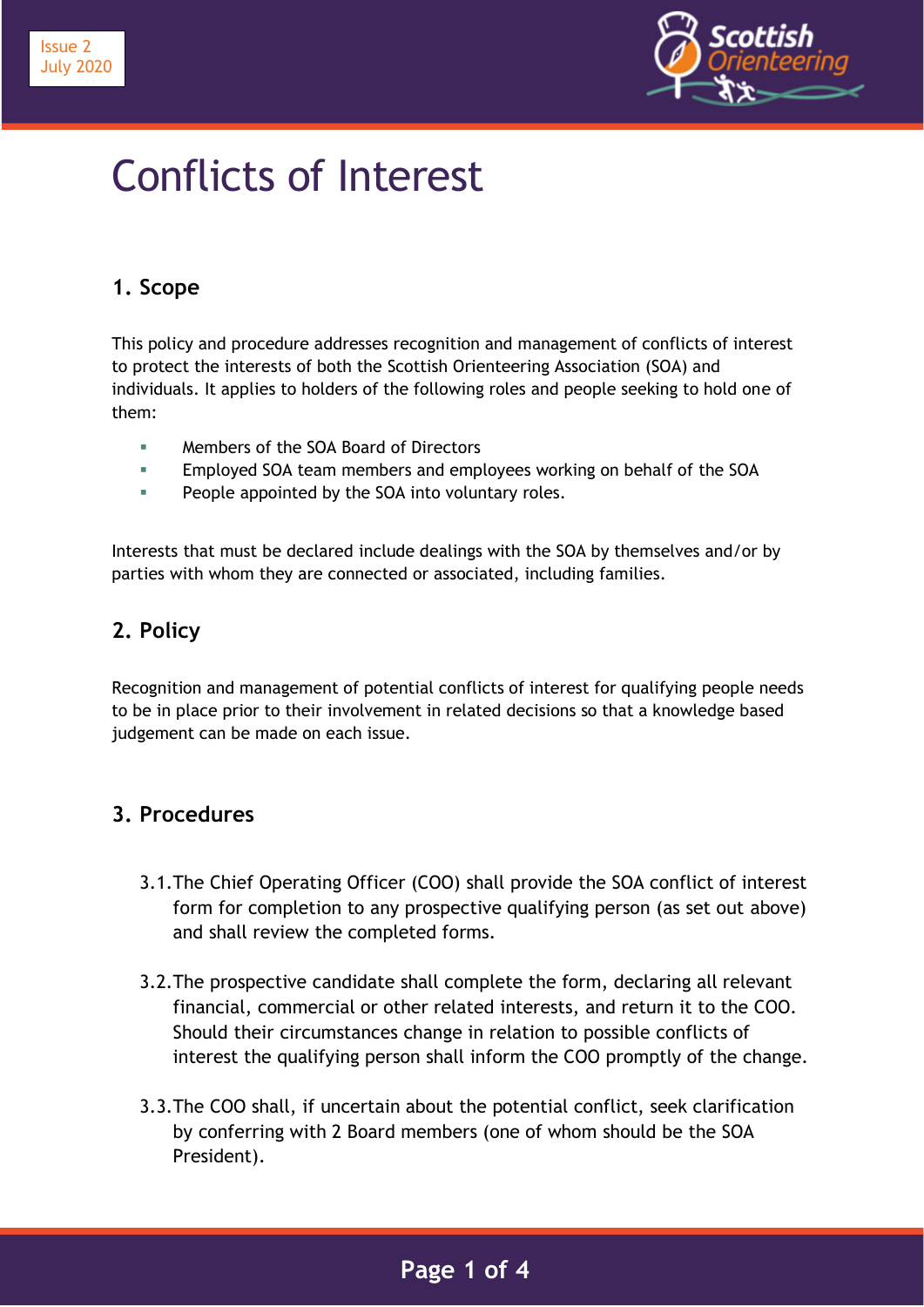Issue 2
July 2020

# Conflicts of Interest

## 1. Scope

This policy and procedure addresses recognition and management of conflicts of interest to protect the interests of both the Scottish Orienteering Association (SOA) and individuals. It applies to holders of the following roles and people seeking to hold one of them:

- Members of the SOA Board of Directors
- Employed SOA team members and employees working on behalf of the SOA
- People appointed by the SOA into voluntary roles.

Interests that must be declared include dealings with the SOA by themselves and/or by parties with whom they are connected or associated, including families.

## 2. Policy

Recognition and management of potential conflicts of interest for qualifying people needs to be in place prior to their involvement in related decisions so that a knowledge based judgement can be made on each issue.

## 3. Procedures

3.1. The Chief Operating Officer (COO) shall provide the SOA conflict of interest form for completion to any prospective qualifying person (as set out above) and shall review the completed forms.

3.2. The prospective candidate shall complete the form, declaring all relevant financial, commercial or other related interests, and return it to the COO. Should their circumstances change in relation to possible conflicts of interest the qualifying person shall inform the COO promptly of the change.

3.3. The COO shall, if uncertain about the potential conflict, seek clarification by conferring with 2 Board members (one of whom should be the SOA President).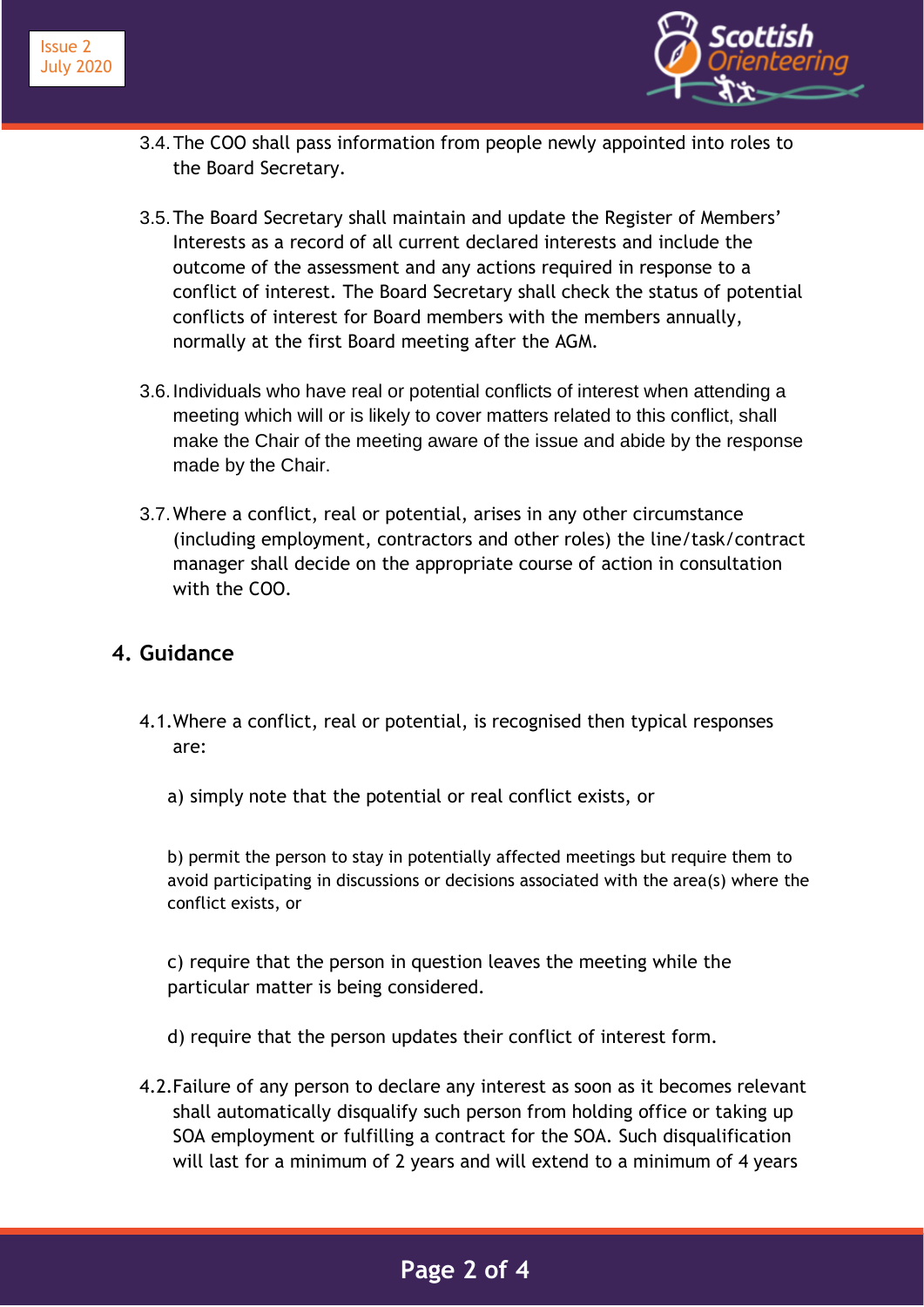3.4. The COO shall pass information from people newly appointed into roles to the Board Secretary.

3.5. The Board Secretary shall maintain and update the Register of Members' Interests as a record of all current declared interests and include the outcome of the assessment and any actions required in response to a conflict of interest. The Board Secretary shall check the status of potential conflicts of interest for Board members with the members annually, normally at the first Board meeting after the AGM.

3.6. Individuals who have real or potential conflicts of interest when attending a meeting which will or is likely to cover matters related to this conflict, shall make the Chair of the meeting aware of the issue and abide by the response made by the Chair.

3.7. Where a conflict, real or potential, arises in any other circumstance (including employment, contractors and other roles) the line/task/contract manager shall decide on the appropriate course of action in consultation with the COO.

## 4. Guidance

4.1. Where a conflict, real or potential, is recognised then typical responses are:

a) simply note that the potential or real conflict exists, or

b) permit the person to stay in potentially affected meetings but require them to avoid participating in discussions or decisions associated with the area(s) where the conflict exists, or

c) require that the person in question leaves the meeting while the particular matter is being considered.

d) require that the person updates their conflict of interest form.

4.2. Failure of any person to declare any interest as soon as it becomes relevant shall automatically disqualify such person from holding office or taking up SOA employment or fulfilling a contract for the SOA. Such disqualification will last for a minimum of 2 years and will extend to a minimum of 4 years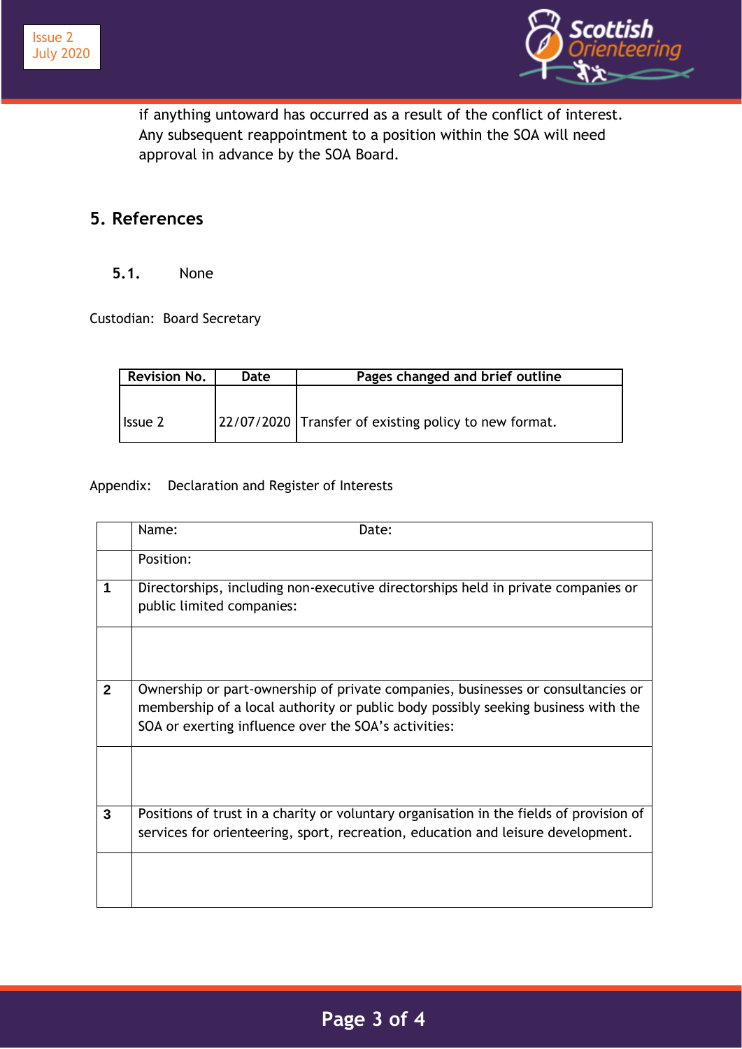if anything untoward has occurred as a result of the conflict of interest. Any subsequent reappointment to a position within the SOA will need approval in advance by the SOA Board.

## 5. References

**5.1.** None

Custodian: Board Secretary

| Revision No. | Date | Pages changed and brief outline |
|---|---|---|
| Issue 2 | 22/07/2020 | Transfer of existing policy to new format. |

Appendix: Declaration and Register of Interests

| | Name: Date: |
|---|---|
| | Position: |
| **1** | Directorships, including non-executive directorships held in private companies or public limited companies: |
| | |
| **2** | Ownership or part-ownership of private companies, businesses or consultancies or membership of a local authority or public body possibly seeking business with the SOA or exerting influence over the SOA's activities: |
| | |
| **3** | Positions of trust in a charity or voluntary organisation in the fields of provision of services for orienteering, sport, recreation, education and leisure development. |
| | |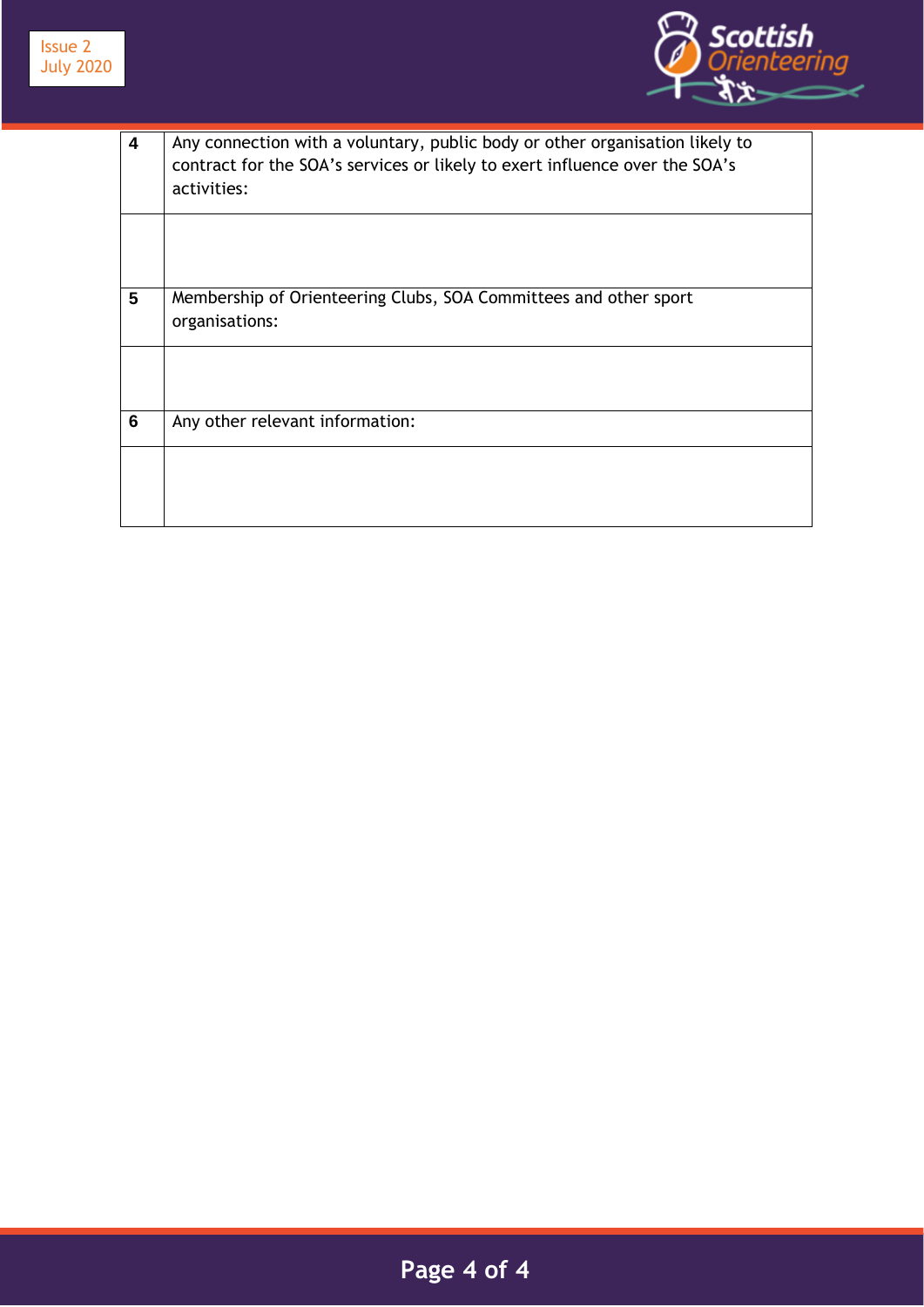| | |
|---|---|
| **4** | Any connection with a voluntary, public body or other organisation likely to contract for the SOA's services or likely to exert influence over the SOA's activities: |
| | |
| **5** | Membership of Orienteering Clubs, SOA Committees and other sport organisations: |
| | |
| **6** | Any other relevant information: |
| | |